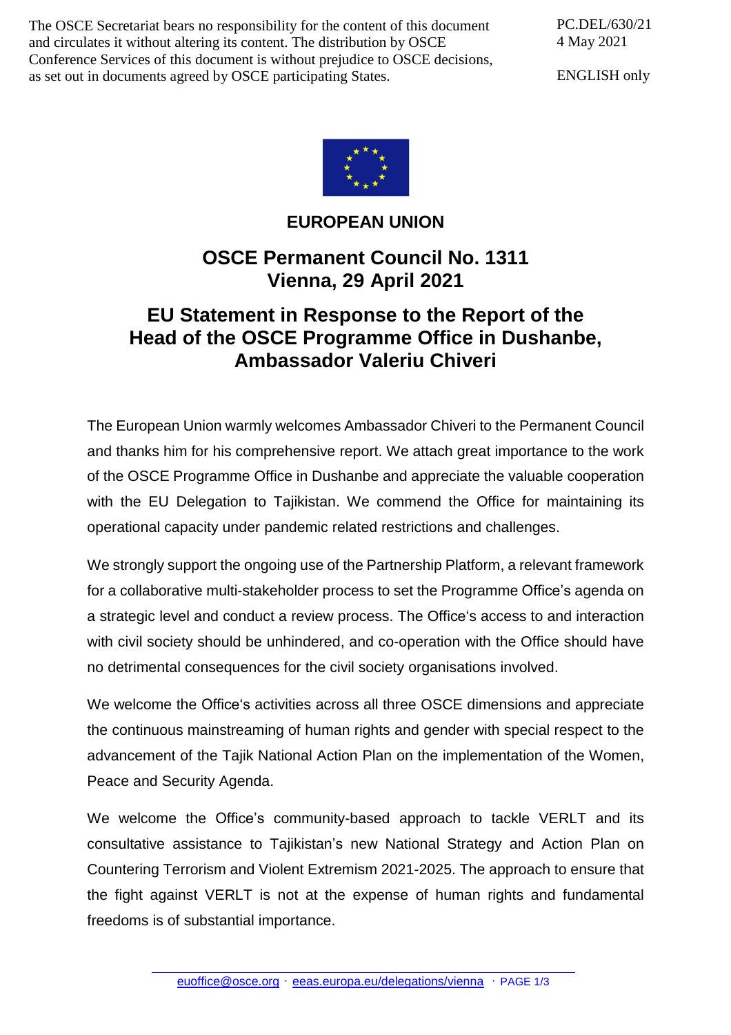The OSCE Secretariat bears no responsibility for the content of this document and circulates it without altering its content. The distribution by OSCE Conference Services of this document is without prejudice to OSCE decisions, as set out in documents agreed by OSCE participating States.

PC.DEL/630/21
4 May 2021

ENGLISH only

**EUROPEAN UNION**

## OSCE Permanent Council No. 1311
## Vienna, 29 April 2021

# EU Statement in Response to the Report of the Head of the OSCE Programme Office in Dushanbe, Ambassador Valeriu Chiveri

The European Union warmly welcomes Ambassador Chiveri to the Permanent Council and thanks him for his comprehensive report. We attach great importance to the work of the OSCE Programme Office in Dushanbe and appreciate the valuable cooperation with the EU Delegation to Tajikistan. We commend the Office for maintaining its operational capacity under pandemic related restrictions and challenges.

We strongly support the ongoing use of the Partnership Platform, a relevant framework for a collaborative multi-stakeholder process to set the Programme Office's agenda on a strategic level and conduct a review process. The Office's access to and interaction with civil society should be unhindered, and co-operation with the Office should have no detrimental consequences for the civil society organisations involved.

We welcome the Office's activities across all three OSCE dimensions and appreciate the continuous mainstreaming of human rights and gender with special respect to the advancement of the Tajik National Action Plan on the implementation of the Women, Peace and Security Agenda.

We welcome the Office's community-based approach to tackle VERLT and its consultative assistance to Tajikistan's new National Strategy and Action Plan on Countering Terrorism and Violent Extremism 2021-2025. The approach to ensure that the fight against VERLT is not at the expense of human rights and fundamental freedoms is of substantial importance.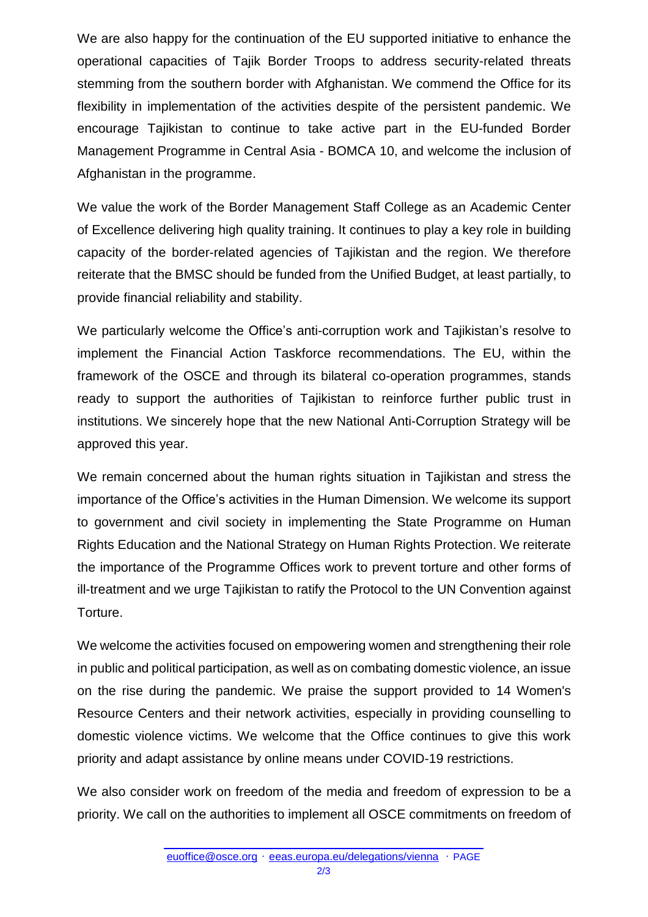We are also happy for the continuation of the EU supported initiative to enhance the operational capacities of Tajik Border Troops to address security-related threats stemming from the southern border with Afghanistan. We commend the Office for its flexibility in implementation of the activities despite of the persistent pandemic. We encourage Tajikistan to continue to take active part in the EU-funded Border Management Programme in Central Asia - BOMCA 10, and welcome the inclusion of Afghanistan in the programme.

We value the work of the Border Management Staff College as an Academic Center of Excellence delivering high quality training. It continues to play a key role in building capacity of the border-related agencies of Tajikistan and the region. We therefore reiterate that the BMSC should be funded from the Unified Budget, at least partially, to provide financial reliability and stability.

We particularly welcome the Office's anti-corruption work and Tajikistan's resolve to implement the Financial Action Taskforce recommendations. The EU, within the framework of the OSCE and through its bilateral co-operation programmes, stands ready to support the authorities of Tajikistan to reinforce further public trust in institutions. We sincerely hope that the new National Anti-Corruption Strategy will be approved this year.

We remain concerned about the human rights situation in Tajikistan and stress the importance of the Office's activities in the Human Dimension. We welcome its support to government and civil society in implementing the State Programme on Human Rights Education and the National Strategy on Human Rights Protection. We reiterate the importance of the Programme Offices work to prevent torture and other forms of ill-treatment and we urge Tajikistan to ratify the Protocol to the UN Convention against Torture.

We welcome the activities focused on empowering women and strengthening their role in public and political participation, as well as on combating domestic violence, an issue on the rise during the pandemic. We praise the support provided to 14 Women's Resource Centers and their network activities, especially in providing counselling to domestic violence victims. We welcome that the Office continues to give this work priority and adapt assistance by online means under COVID-19 restrictions.

We also consider work on freedom of the media and freedom of expression to be a priority. We call on the authorities to implement all OSCE commitments on freedom of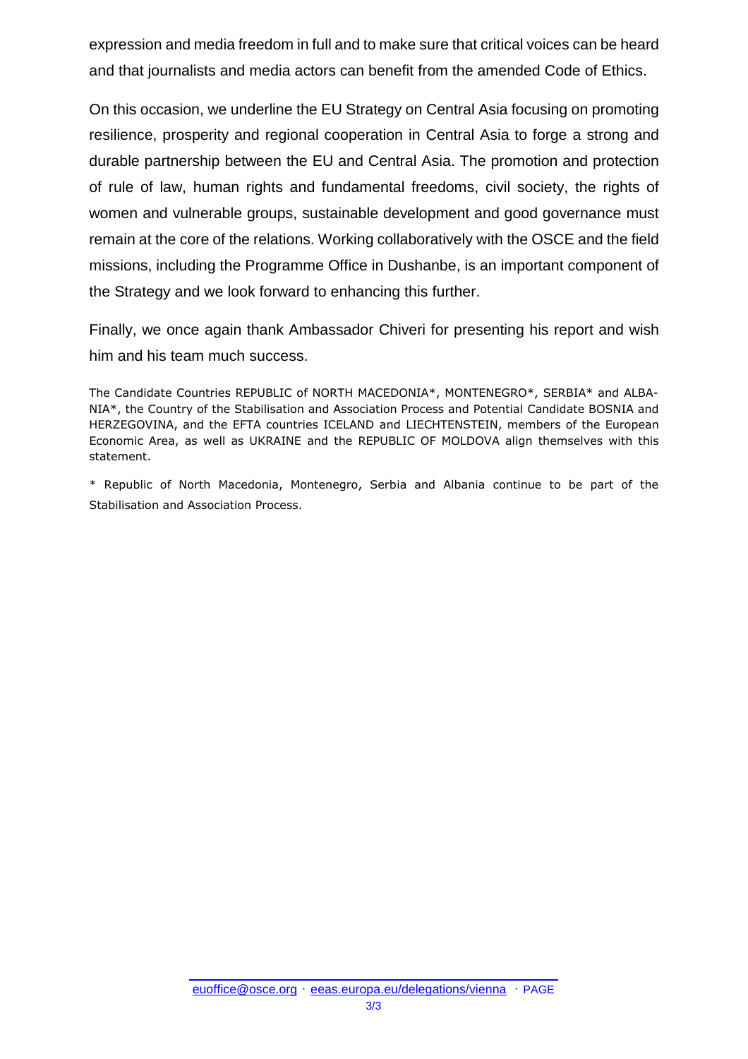expression and media freedom in full and to make sure that critical voices can be heard and that journalists and media actors can benefit from the amended Code of Ethics.

On this occasion, we underline the EU Strategy on Central Asia focusing on promoting resilience, prosperity and regional cooperation in Central Asia to forge a strong and durable partnership between the EU and Central Asia. The promotion and protection of rule of law, human rights and fundamental freedoms, civil society, the rights of women and vulnerable groups, sustainable development and good governance must remain at the core of the relations. Working collaboratively with the OSCE and the field missions, including the Programme Office in Dushanbe, is an important component of the Strategy and we look forward to enhancing this further.

Finally, we once again thank Ambassador Chiveri for presenting his report and wish him and his team much success.

The Candidate Countries REPUBLIC of NORTH MACEDONIA*, MONTENEGRO*, SERBIA* and ALBANIA*, the Country of the Stabilisation and Association Process and Potential Candidate BOSNIA and HERZEGOVINA, and the EFTA countries ICELAND and LIECHTENSTEIN, members of the European Economic Area, as well as UKRAINE and the REPUBLIC OF MOLDOVA align themselves with this statement.

* Republic of North Macedonia, Montenegro, Serbia and Albania continue to be part of the Stabilisation and Association Process.